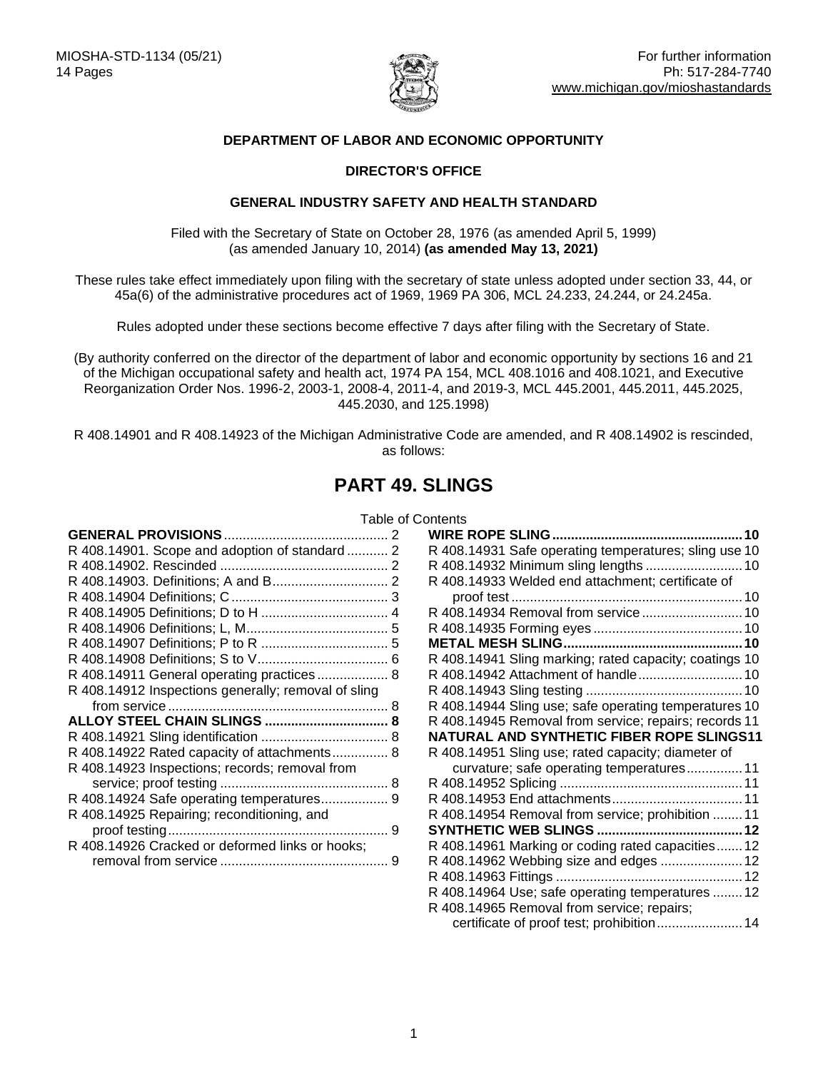MIOSHA-STD-1134 (05/21)
14 Pages

For further information
Ph: 517-284-7740
www.michigan.gov/mioshastandards

**DEPARTMENT OF LABOR AND ECONOMIC OPPORTUNITY**

**DIRECTOR'S OFFICE**

**GENERAL INDUSTRY SAFETY AND HEALTH STANDARD**

Filed with the Secretary of State on October 28, 1976 (as amended April 5, 1999) (as amended January 10, 2014) **(as amended May 13, 2021)**

These rules take effect immediately upon filing with the secretary of state unless adopted under section 33, 44, or 45a(6) of the administrative procedures act of 1969, 1969 PA 306, MCL 24.233, 24.244, or 24.245a.

Rules adopted under these sections become effective 7 days after filing with the Secretary of State.

(By authority conferred on the director of the department of labor and economic opportunity by sections 16 and 21 of the Michigan occupational safety and health act, 1974 PA 154, MCL 408.1016 and 408.1021, and Executive Reorganization Order Nos. 1996-2, 2003-1, 2008-4, 2011-4, and 2019-3, MCL 445.2001, 445.2011, 445.2025, 445.2030, and 125.1998)

R 408.14901 and R 408.14923 of the Michigan Administrative Code are amended, and R 408.14902 is rescinded, as follows:

# PART 49. SLINGS

Table of Contents

**GENERAL PROVISIONS** ... 2
R 408.14901. Scope and adoption of standard ... 2
R 408.14902. Rescinded ... 2
R 408.14903. Definitions; A and B ... 2
R 408.14904 Definitions; C ... 3
R 408.14905 Definitions; D to H ... 4
R 408.14906 Definitions; L, M ... 5
R 408.14907 Definitions; P to R ... 5
R 408.14908 Definitions; S to V ... 6
R 408.14911 General operating practices ... 8
R 408.14912 Inspections generally; removal of sling from service ... 8
**ALLOY STEEL CHAIN SLINGS** ... 8
R 408.14921 Sling identification ... 8
R 408.14922 Rated capacity of attachments ... 8
R 408.14923 Inspections; records; removal from service; proof testing ... 8
R 408.14924 Safe operating temperatures ... 9
R 408.14925 Repairing; reconditioning, and proof testing ... 9
R 408.14926 Cracked or deformed links or hooks; removal from service ... 9
**WIRE ROPE SLING** ... 10
R 408.14931 Safe operating temperatures; sling use 10
R 408.14932 Minimum sling lengths ... 10
R 408.14933 Welded end attachment; certificate of proof test ... 10
R 408.14934 Removal from service ... 10
R 408.14935 Forming eyes ... 10
**METAL MESH SLING** ... 10
R 408.14941 Sling marking; rated capacity; coatings 10
R 408.14942 Attachment of handle ... 10
R 408.14943 Sling testing ... 10
R 408.14944 Sling use; safe operating temperatures 10
R 408.14945 Removal from service; repairs; records 11
**NATURAL AND SYNTHETIC FIBER ROPE SLINGS** 11
R 408.14951 Sling use; rated capacity; diameter of curvature; safe operating temperatures ... 11
R 408.14952 Splicing ... 11
R 408.14953 End attachments ... 11
R 408.14954 Removal from service; prohibition ... 11
**SYNTHETIC WEB SLINGS** ... 12
R 408.14961 Marking or coding rated capacities ... 12
R 408.14962 Webbing size and edges ... 12
R 408.14963 Fittings ... 12
R 408.14964 Use; safe operating temperatures ... 12
R 408.14965 Removal from service; repairs; certificate of proof test; prohibition ... 14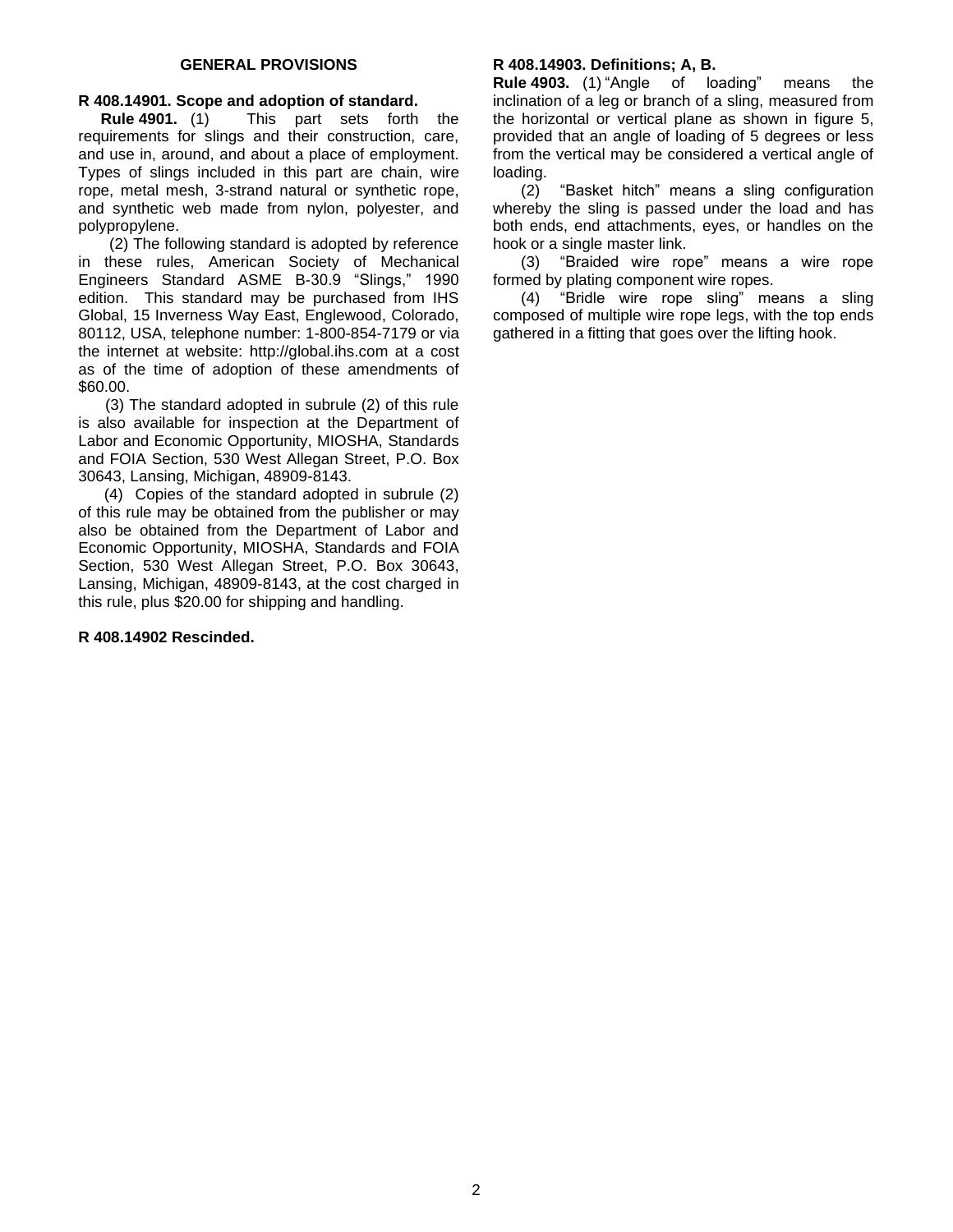## GENERAL PROVISIONS

**R 408.14901. Scope and adoption of standard.**

**Rule 4901.** (1) This part sets forth the requirements for slings and their construction, care, and use in, around, and about a place of employment. Types of slings included in this part are chain, wire rope, metal mesh, 3-strand natural or synthetic rope, and synthetic web made from nylon, polyester, and polypropylene.

(2) The following standard is adopted by reference in these rules, American Society of Mechanical Engineers Standard ASME B-30.9 "Slings," 1990 edition. This standard may be purchased from IHS Global, 15 Inverness Way East, Englewood, Colorado, 80112, USA, telephone number: 1-800-854-7179 or via the internet at website: http://global.ihs.com at a cost as of the time of adoption of these amendments of $60.00.

(3) The standard adopted in subrule (2) of this rule is also available for inspection at the Department of Labor and Economic Opportunity, MIOSHA, Standards and FOIA Section, 530 West Allegan Street, P.O. Box 30643, Lansing, Michigan, 48909-8143.

(4) Copies of the standard adopted in subrule (2) of this rule may be obtained from the publisher or may also be obtained from the Department of Labor and Economic Opportunity, MIOSHA, Standards and FOIA Section, 530 West Allegan Street, P.O. Box 30643, Lansing, Michigan, 48909-8143, at the cost charged in this rule, plus $20.00 for shipping and handling.

**R 408.14902 Rescinded.**

**R 408.14903. Definitions; A, B.**

**Rule 4903.** (1) "Angle of loading" means the inclination of a leg or branch of a sling, measured from the horizontal or vertical plane as shown in figure 5, provided that an angle of loading of 5 degrees or less from the vertical may be considered a vertical angle of loading.

(2) "Basket hitch" means a sling configuration whereby the sling is passed under the load and has both ends, end attachments, eyes, or handles on the hook or a single master link.

(3) "Braided wire rope" means a wire rope formed by plating component wire ropes.

(4) "Bridle wire rope sling" means a sling composed of multiple wire rope legs, with the top ends gathered in a fitting that goes over the lifting hook.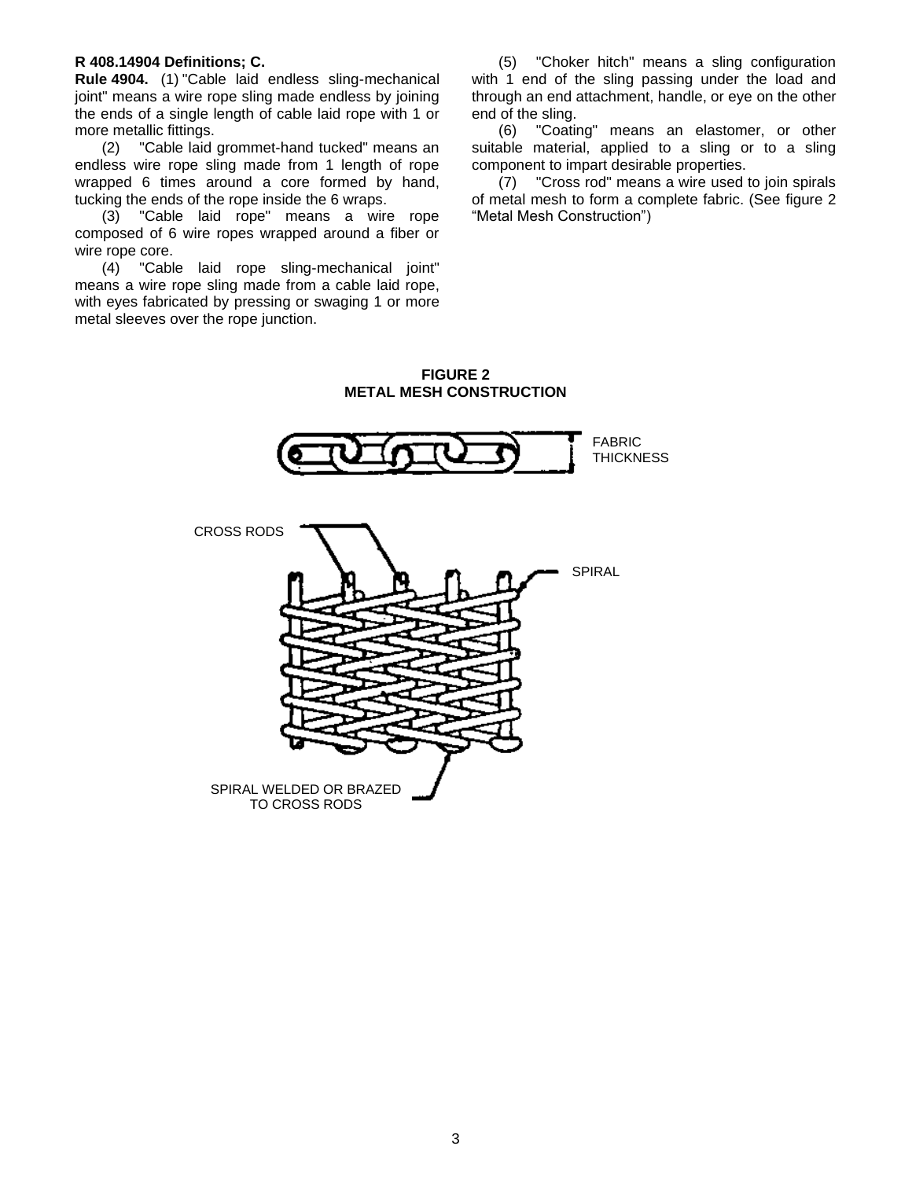**R 408.14904 Definitions; C.**

**Rule 4904.** (1) "Cable laid endless sling-mechanical joint" means a wire rope sling made endless by joining the ends of a single length of cable laid rope with 1 or more metallic fittings.

(2) "Cable laid grommet-hand tucked" means an endless wire rope sling made from 1 length of rope wrapped 6 times around a core formed by hand, tucking the ends of the rope inside the 6 wraps.

(3) "Cable laid rope" means a wire rope composed of 6 wire ropes wrapped around a fiber or wire rope core.

(4) "Cable laid rope sling-mechanical joint" means a wire rope sling made from a cable laid rope, with eyes fabricated by pressing or swaging 1 or more metal sleeves over the rope junction.

(5) "Choker hitch" means a sling configuration with 1 end of the sling passing under the load and through an end attachment, handle, or eye on the other end of the sling.

(6) "Coating" means an elastomer, or other suitable material, applied to a sling or to a sling component to impart desirable properties.

(7) "Cross rod" means a wire used to join spirals of metal mesh to form a complete fabric. (See figure 2 "Metal Mesh Construction")

**FIGURE 2**
**METAL MESH CONSTRUCTION**

FABRIC THICKNESS

CROSS RODS

SPIRAL

SPIRAL WELDED OR BRAZED TO CROSS RODS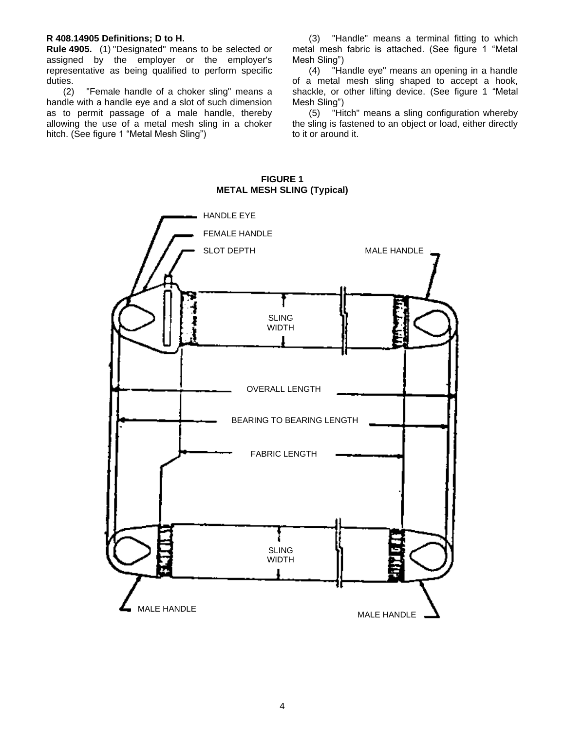**R 408.14905 Definitions; D to H.**

**Rule 4905.** (1) "Designated" means to be selected or assigned by the employer or the employer's representative as being qualified to perform specific duties.

(2) "Female handle of a choker sling" means a handle with a handle eye and a slot of such dimension as to permit passage of a male handle, thereby allowing the use of a metal mesh sling in a choker hitch. (See figure 1 "Metal Mesh Sling")

(3) "Handle" means a terminal fitting to which metal mesh fabric is attached. (See figure 1 "Metal Mesh Sling")

(4) "Handle eye" means an opening in a handle of a metal mesh sling shaped to accept a hook, shackle, or other lifting device. (See figure 1 "Metal Mesh Sling")

(5) "Hitch" means a sling configuration whereby the sling is fastened to an object or load, either directly to it or around it.

**FIGURE 1**
**METAL MESH SLING (Typical)**

HANDLE EYE
FEMALE HANDLE
SLOT DEPTH
MALE HANDLE
SLING WIDTH
OVERALL LENGTH
BEARING TO BEARING LENGTH
FABRIC LENGTH
SLING WIDTH
MALE HANDLE
MALE HANDLE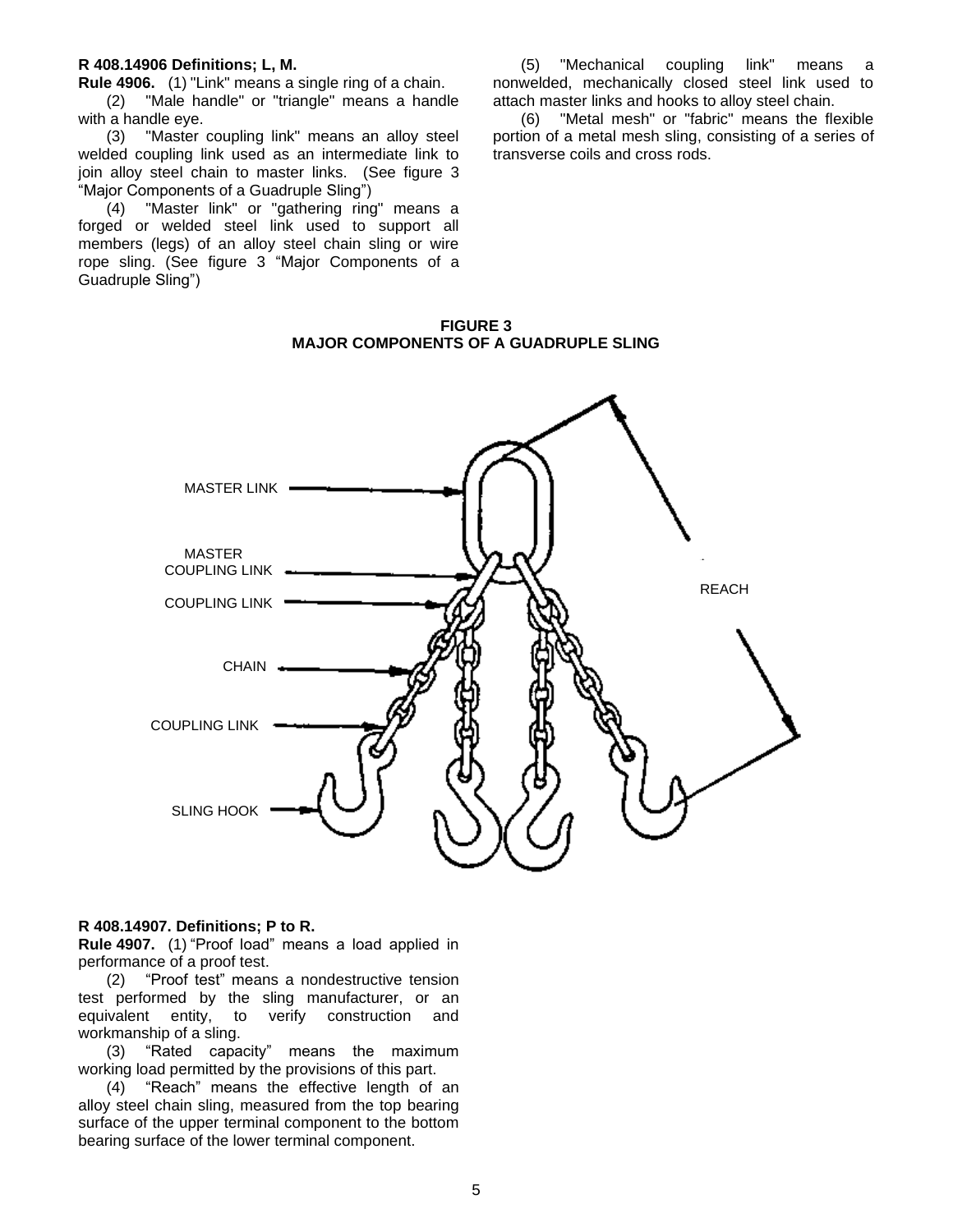### R 408.14906 Definitions; L, M.

**Rule 4906.** (1) "Link" means a single ring of a chain.

(2) "Male handle" or "triangle" means a handle with a handle eye.

(3) "Master coupling link" means an alloy steel welded coupling link used as an intermediate link to join alloy steel chain to master links. (See figure 3 "Major Components of a Guadruple Sling")

(4) "Master link" or "gathering ring" means a forged or welded steel link used to support all members (legs) of an alloy steel chain sling or wire rope sling. (See figure 3 "Major Components of a Guadruple Sling")

(5) "Mechanical coupling link" means a nonwelded, mechanically closed steel link used to attach master links and hooks to alloy steel chain.

(6) "Metal mesh" or "fabric" means the flexible portion of a metal mesh sling, consisting of a series of transverse coils and cross rods.

**FIGURE 3**
**MAJOR COMPONENTS OF A GUADRUPLE SLING**

MASTER LINK

MASTER COUPLING LINK

COUPLING LINK

CHAIN

COUPLING LINK

SLING HOOK

REACH

### R 408.14907. Definitions; P to R.

**Rule 4907.** (1) "Proof load" means a load applied in performance of a proof test.

(2) "Proof test" means a nondestructive tension test performed by the sling manufacturer, or an equivalent entity, to verify construction and workmanship of a sling.

(3) "Rated capacity" means the maximum working load permitted by the provisions of this part.

(4) "Reach" means the effective length of an alloy steel chain sling, measured from the top bearing surface of the upper terminal component to the bottom bearing surface of the lower terminal component.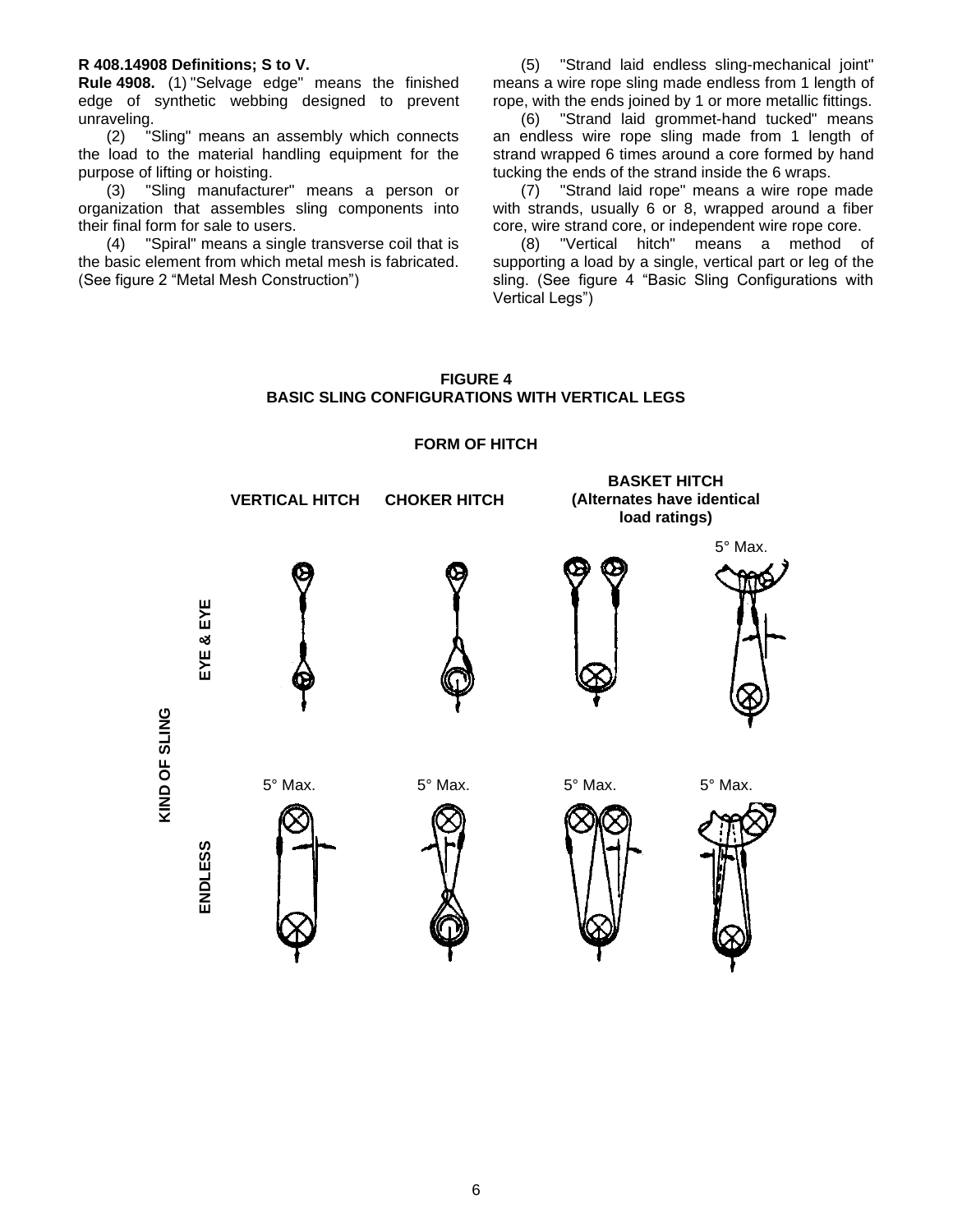**R 408.14908 Definitions; S to V.**

**Rule 4908.** (1) "Selvage edge" means the finished edge of synthetic webbing designed to prevent unraveling.

(2) "Sling" means an assembly which connects the load to the material handling equipment for the purpose of lifting or hoisting.

(3) "Sling manufacturer" means a person or organization that assembles sling components into their final form for sale to users.

(4) "Spiral" means a single transverse coil that is the basic element from which metal mesh is fabricated. (See figure 2 “Metal Mesh Construction”)

(5) "Strand laid endless sling-mechanical joint" means a wire rope sling made endless from 1 length of rope, with the ends joined by 1 or more metallic fittings.

(6) "Strand laid grommet-hand tucked" means an endless wire rope sling made from 1 length of strand wrapped 6 times around a core formed by hand tucking the ends of the strand inside the 6 wraps.

(7) "Strand laid rope" means a wire rope made with strands, usually 6 or 8, wrapped around a fiber core, wire strand core, or independent wire rope core.

(8) "Vertical hitch" means a method of supporting a load by a single, vertical part or leg of the sling. (See figure 4 “Basic Sling Configurations with Vertical Legs”)

**FIGURE 4**
**BASIC SLING CONFIGURATIONS WITH VERTICAL LEGS**

**FORM OF HITCH**

**VERTICAL HITCH** | **CHOKER HITCH** | **BASKET HITCH (Alternates have identical load ratings)**

**KIND OF SLING**: **EYE & EYE** | **ENDLESS**

5° Max.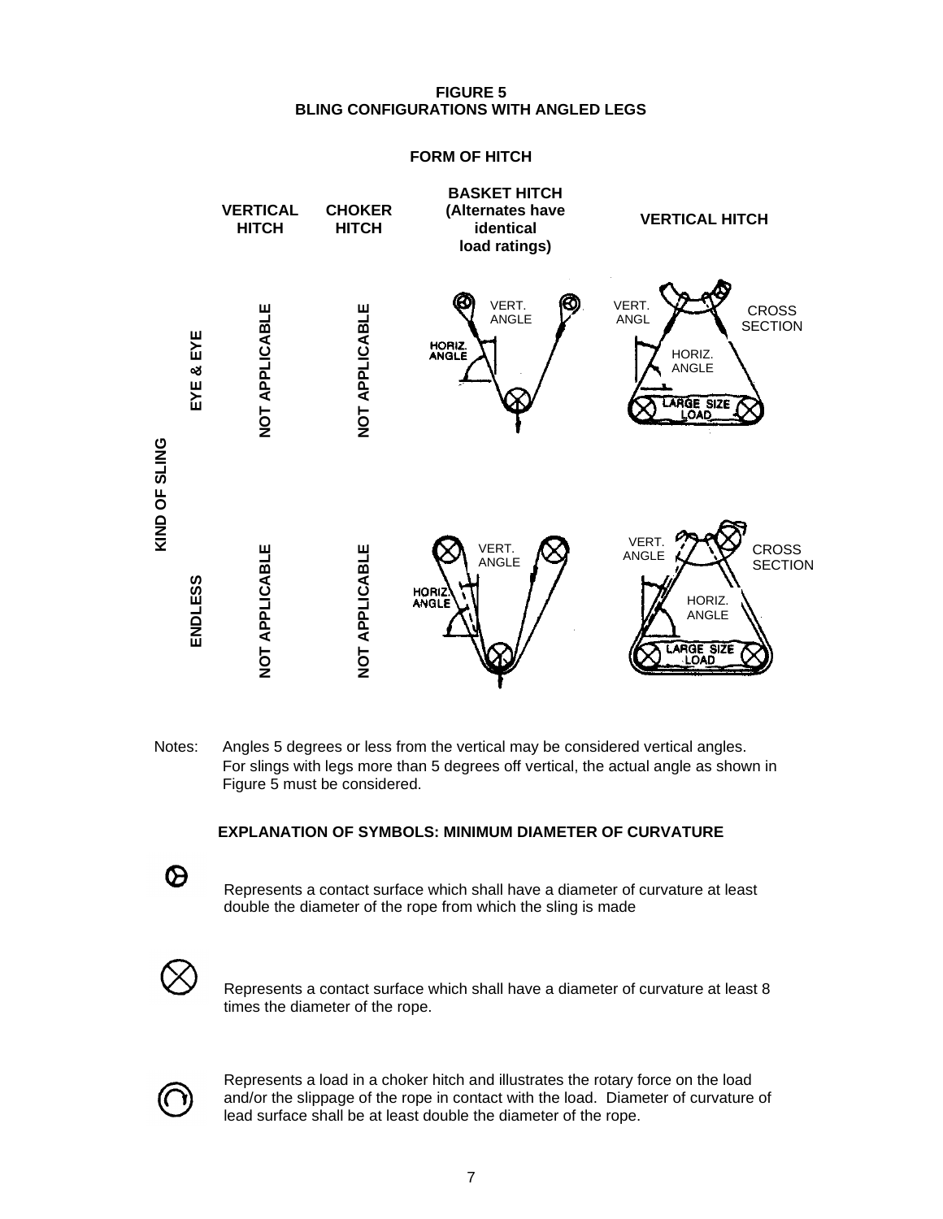**FIGURE 5**
**BLING CONFIGURATIONS WITH ANGLED LEGS**

**FORM OF HITCH**

| KIND OF SLING | VERTICAL HITCH | CHOKER HITCH | BASKET HITCH (Alternates have identical load ratings) | VERTICAL HITCH |
|---|---|---|---|---|
| EYE & EYE | NOT APPLICABLE | NOT APPLICABLE | VERT. ANGLE / HORIZ. ANGLE | VERT. ANGL / HORIZ. ANGLE / CROSS SECTION / LARGE SIZE LOAD |
| ENDLESS | NOT APPLICABLE | NOT APPLICABLE | VERT. ANGLE / HORIZ. ANGLE | VERT. ANGLE / HORIZ. ANGLE / CROSS SECTION / LARGE SIZE LOAD |

Notes: Angles 5 degrees or less from the vertical may be considered vertical angles. For slings with legs more than 5 degrees off vertical, the actual angle as shown in Figure 5 must be considered.

**EXPLANATION OF SYMBOLS: MINIMUM DIAMETER OF CURVATURE**

Represents a contact surface which shall have a diameter of curvature at least double the diameter of the rope from which the sling is made

Represents a contact surface which shall have a diameter of curvature at least 8 times the diameter of the rope.

Represents a load in a choker hitch and illustrates the rotary force on the load and/or the slippage of the rope in contact with the load. Diameter of curvature of lead surface shall be at least double the diameter of the rope.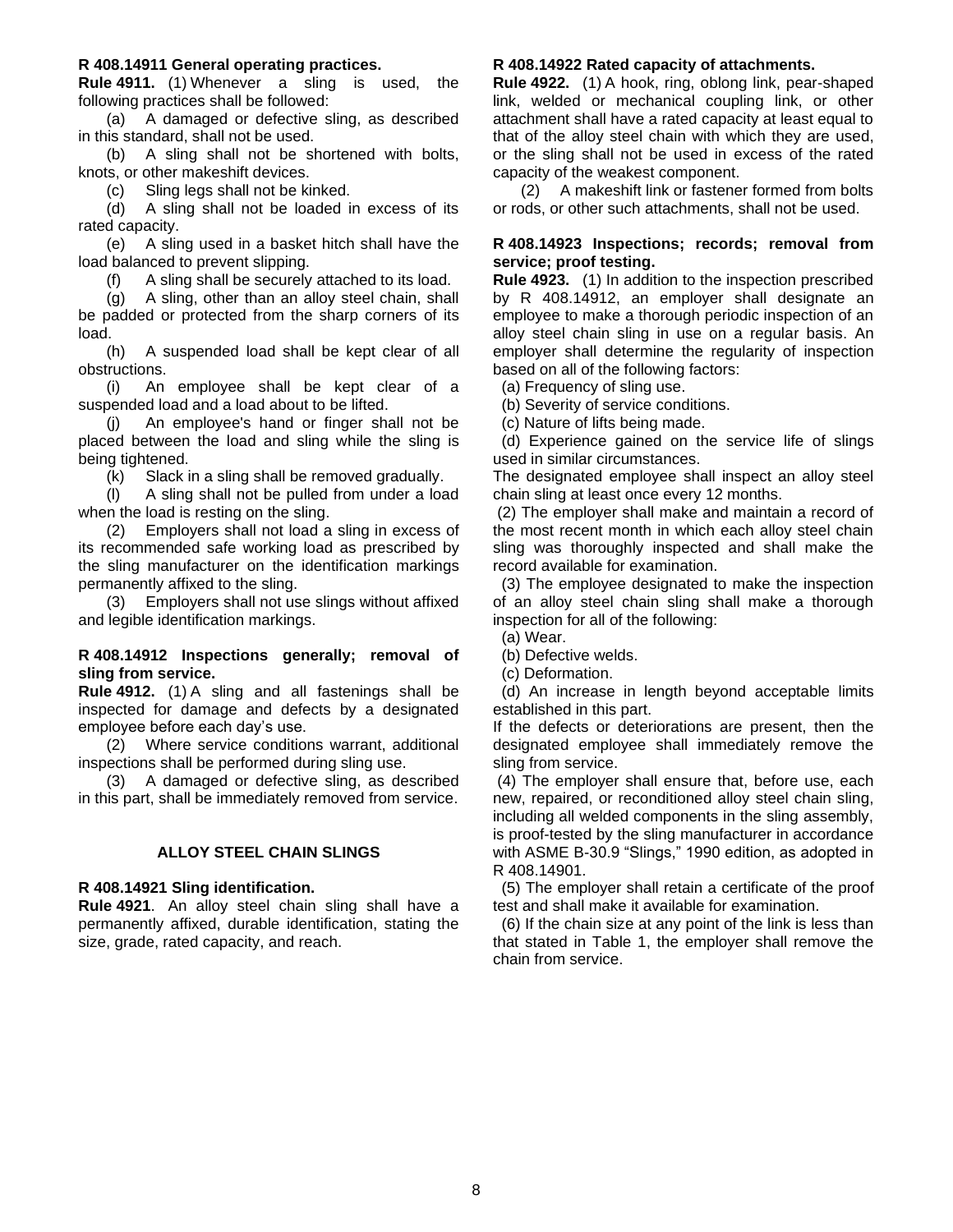**R 408.14911 General operating practices.**

**Rule 4911.** (1) Whenever a sling is used, the following practices shall be followed:

(a) A damaged or defective sling, as described in this standard, shall not be used.

(b) A sling shall not be shortened with bolts, knots, or other makeshift devices.

(c) Sling legs shall not be kinked.

(d) A sling shall not be loaded in excess of its rated capacity.

(e) A sling used in a basket hitch shall have the load balanced to prevent slipping.

(f) A sling shall be securely attached to its load.

(g) A sling, other than an alloy steel chain, shall be padded or protected from the sharp corners of its load.

(h) A suspended load shall be kept clear of all obstructions.

(i) An employee shall be kept clear of a suspended load and a load about to be lifted.

(j) An employee's hand or finger shall not be placed between the load and sling while the sling is being tightened.

(k) Slack in a sling shall be removed gradually.

(l) A sling shall not be pulled from under a load when the load is resting on the sling.

(2) Employers shall not load a sling in excess of its recommended safe working load as prescribed by the sling manufacturer on the identification markings permanently affixed to the sling.

(3) Employers shall not use slings without affixed and legible identification markings.

**R 408.14912 Inspections generally; removal of sling from service.**

**Rule 4912.** (1) A sling and all fastenings shall be inspected for damage and defects by a designated employee before each day's use.

(2) Where service conditions warrant, additional inspections shall be performed during sling use.

(3) A damaged or defective sling, as described in this part, shall be immediately removed from service.

## ALLOY STEEL CHAIN SLINGS

**R 408.14921 Sling identification.**

**Rule 4921**. An alloy steel chain sling shall have a permanently affixed, durable identification, stating the size, grade, rated capacity, and reach.

**R 408.14922 Rated capacity of attachments.**

**Rule 4922.** (1) A hook, ring, oblong link, pear-shaped link, welded or mechanical coupling link, or other attachment shall have a rated capacity at least equal to that of the alloy steel chain with which they are used, or the sling shall not be used in excess of the rated capacity of the weakest component.

(2) A makeshift link or fastener formed from bolts or rods, or other such attachments, shall not be used.

**R 408.14923 Inspections; records; removal from service; proof testing.**

**Rule 4923.** (1) In addition to the inspection prescribed by R 408.14912, an employer shall designate an employee to make a thorough periodic inspection of an alloy steel chain sling in use on a regular basis. An employer shall determine the regularity of inspection based on all of the following factors:

(a) Frequency of sling use.

(b) Severity of service conditions.

(c) Nature of lifts being made.

(d) Experience gained on the service life of slings used in similar circumstances.

The designated employee shall inspect an alloy steel chain sling at least once every 12 months.

(2) The employer shall make and maintain a record of the most recent month in which each alloy steel chain sling was thoroughly inspected and shall make the record available for examination.

(3) The employee designated to make the inspection of an alloy steel chain sling shall make a thorough inspection for all of the following:

(a) Wear.

(b) Defective welds.

(c) Deformation.

(d) An increase in length beyond acceptable limits established in this part.

If the defects or deteriorations are present, then the designated employee shall immediately remove the sling from service.

(4) The employer shall ensure that, before use, each new, repaired, or reconditioned alloy steel chain sling, including all welded components in the sling assembly, is proof-tested by the sling manufacturer in accordance with ASME B-30.9 "Slings," 1990 edition, as adopted in R 408.14901.

(5) The employer shall retain a certificate of the proof test and shall make it available for examination.

(6) If the chain size at any point of the link is less than that stated in Table 1, the employer shall remove the chain from service.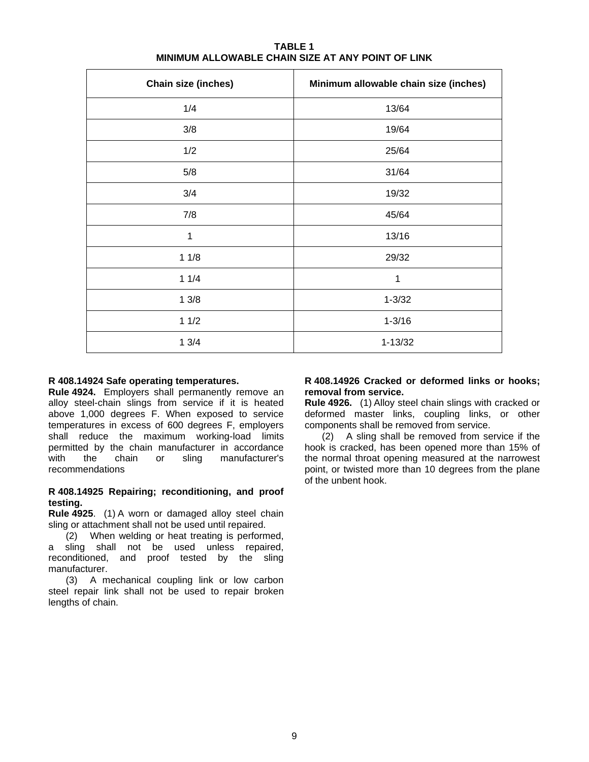**TABLE 1**
**MINIMUM ALLOWABLE CHAIN SIZE AT ANY POINT OF LINK**

| Chain size (inches) | Minimum allowable chain size (inches) |
|---|---|
| 1/4 | 13/64 |
| 3/8 | 19/64 |
| 1/2 | 25/64 |
| 5/8 | 31/64 |
| 3/4 | 19/32 |
| 7/8 | 45/64 |
| 1 | 13/16 |
| 1 1/8 | 29/32 |
| 1 1/4 | 1 |
| 1 3/8 | 1-3/32 |
| 1 1/2 | 1-3/16 |
| 1 3/4 | 1-13/32 |

**R 408.14924 Safe operating temperatures.**
**Rule 4924.** Employers shall permanently remove an alloy steel-chain slings from service if it is heated above 1,000 degrees F. When exposed to service temperatures in excess of 600 degrees F, employers shall reduce the maximum working-load limits permitted by the chain manufacturer in accordance with the chain or sling manufacturer's recommendations

**R 408.14925 Repairing; reconditioning, and proof testing.**
**Rule 4925**. (1) A worn or damaged alloy steel chain sling or attachment shall not be used until repaired.

(2) When welding or heat treating is performed, a sling shall not be used unless repaired, reconditioned, and proof tested by the sling manufacturer.

(3) A mechanical coupling link or low carbon steel repair link shall not be used to repair broken lengths of chain.

**R 408.14926 Cracked or deformed links or hooks; removal from service.**
**Rule 4926.** (1) Alloy steel chain slings with cracked or deformed master links, coupling links, or other components shall be removed from service.

(2) A sling shall be removed from service if the hook is cracked, has been opened more than 15% of the normal throat opening measured at the narrowest point, or twisted more than 10 degrees from the plane of the unbent hook.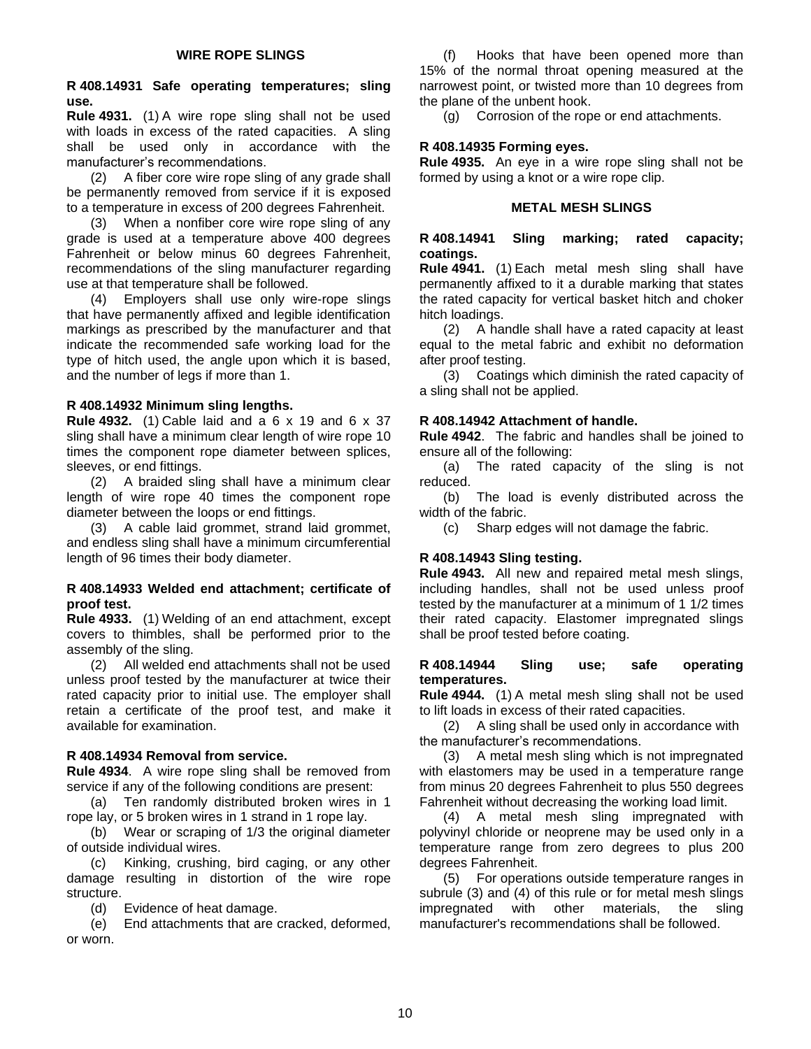## WIRE ROPE SLINGS

**R 408.14931 Safe operating temperatures; sling use.**

**Rule 4931.** (1) A wire rope sling shall not be used with loads in excess of the rated capacities. A sling shall be used only in accordance with the manufacturer's recommendations.

(2) A fiber core wire rope sling of any grade shall be permanently removed from service if it is exposed to a temperature in excess of 200 degrees Fahrenheit.

(3) When a nonfiber core wire rope sling of any grade is used at a temperature above 400 degrees Fahrenheit or below minus 60 degrees Fahrenheit, recommendations of the sling manufacturer regarding use at that temperature shall be followed.

(4) Employers shall use only wire-rope slings that have permanently affixed and legible identification markings as prescribed by the manufacturer and that indicate the recommended safe working load for the type of hitch used, the angle upon which it is based, and the number of legs if more than 1.

**R 408.14932 Minimum sling lengths.**

**Rule 4932.** (1) Cable laid and a 6 x 19 and 6 x 37 sling shall have a minimum clear length of wire rope 10 times the component rope diameter between splices, sleeves, or end fittings.

(2) A braided sling shall have a minimum clear length of wire rope 40 times the component rope diameter between the loops or end fittings.

(3) A cable laid grommet, strand laid grommet, and endless sling shall have a minimum circumferential length of 96 times their body diameter.

**R 408.14933 Welded end attachment; certificate of proof test.**

**Rule 4933.** (1) Welding of an end attachment, except covers to thimbles, shall be performed prior to the assembly of the sling.

(2) All welded end attachments shall not be used unless proof tested by the manufacturer at twice their rated capacity prior to initial use. The employer shall retain a certificate of the proof test, and make it available for examination.

**R 408.14934 Removal from service.**

**Rule 4934**. A wire rope sling shall be removed from service if any of the following conditions are present:

(a) Ten randomly distributed broken wires in 1 rope lay, or 5 broken wires in 1 strand in 1 rope lay.

(b) Wear or scraping of 1/3 the original diameter of outside individual wires.

(c) Kinking, crushing, bird caging, or any other damage resulting in distortion of the wire rope structure.

(d) Evidence of heat damage.

(e) End attachments that are cracked, deformed, or worn.

(f) Hooks that have been opened more than 15% of the normal throat opening measured at the narrowest point, or twisted more than 10 degrees from the plane of the unbent hook.

(g) Corrosion of the rope or end attachments.

**R 408.14935 Forming eyes.**

**Rule 4935.** An eye in a wire rope sling shall not be formed by using a knot or a wire rope clip.

## METAL MESH SLINGS

**R 408.14941 Sling marking; rated capacity; coatings.**

**Rule 4941.** (1) Each metal mesh sling shall have permanently affixed to it a durable marking that states the rated capacity for vertical basket hitch and choker hitch loadings.

(2) A handle shall have a rated capacity at least equal to the metal fabric and exhibit no deformation after proof testing.

(3) Coatings which diminish the rated capacity of a sling shall not be applied.

**R 408.14942 Attachment of handle.**

**Rule 4942**. The fabric and handles shall be joined to ensure all of the following:

(a) The rated capacity of the sling is not reduced.

(b) The load is evenly distributed across the width of the fabric.

(c) Sharp edges will not damage the fabric.

**R 408.14943 Sling testing.**

**Rule 4943.** All new and repaired metal mesh slings, including handles, shall not be used unless proof tested by the manufacturer at a minimum of 1 1/2 times their rated capacity. Elastomer impregnated slings shall be proof tested before coating.

**R 408.14944 Sling use; safe operating temperatures.**

**Rule 4944.** (1) A metal mesh sling shall not be used to lift loads in excess of their rated capacities.

(2) A sling shall be used only in accordance with the manufacturer's recommendations.

(3) A metal mesh sling which is not impregnated with elastomers may be used in a temperature range from minus 20 degrees Fahrenheit to plus 550 degrees Fahrenheit without decreasing the working load limit.

(4) A metal mesh sling impregnated with polyvinyl chloride or neoprene may be used only in a temperature range from zero degrees to plus 200 degrees Fahrenheit.

(5) For operations outside temperature ranges in subrule (3) and (4) of this rule or for metal mesh slings impregnated with other materials, the sling manufacturer's recommendations shall be followed.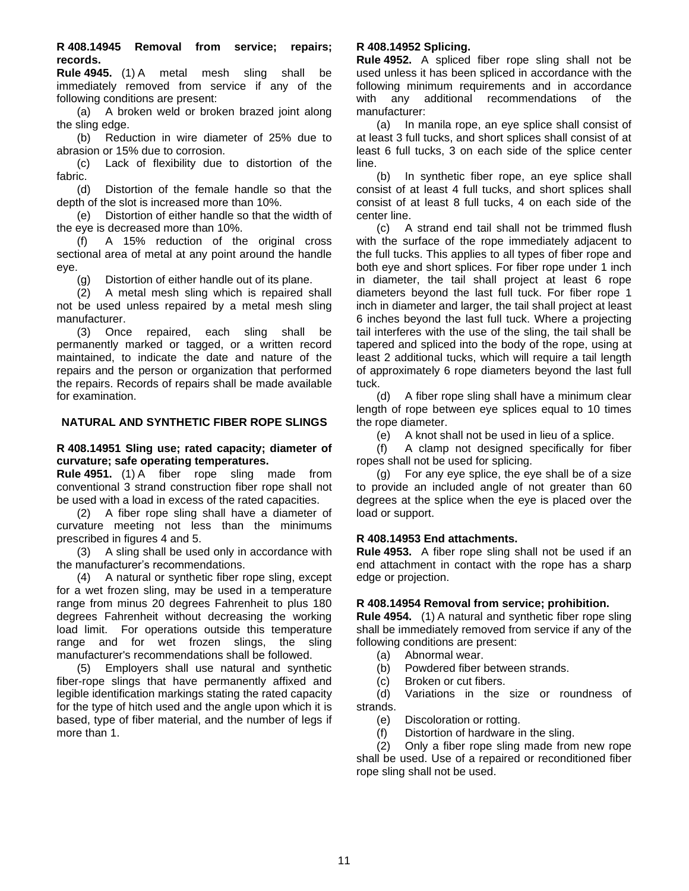**R 408.14945 Removal from service; repairs; records.**

**Rule 4945.** (1) A metal mesh sling shall be immediately removed from service if any of the following conditions are present:

(a) A broken weld or broken brazed joint along the sling edge.

(b) Reduction in wire diameter of 25% due to abrasion or 15% due to corrosion.

(c) Lack of flexibility due to distortion of the fabric.

(d) Distortion of the female handle so that the depth of the slot is increased more than 10%.

(e) Distortion of either handle so that the width of the eye is decreased more than 10%.

(f) A 15% reduction of the original cross sectional area of metal at any point around the handle eye.

(g) Distortion of either handle out of its plane.

(2) A metal mesh sling which is repaired shall not be used unless repaired by a metal mesh sling manufacturer.

(3) Once repaired, each sling shall be permanently marked or tagged, or a written record maintained, to indicate the date and nature of the repairs and the person or organization that performed the repairs. Records of repairs shall be made available for examination.

## NATURAL AND SYNTHETIC FIBER ROPE SLINGS

**R 408.14951 Sling use; rated capacity; diameter of curvature; safe operating temperatures.**

**Rule 4951.** (1) A fiber rope sling made from conventional 3 strand construction fiber rope shall not be used with a load in excess of the rated capacities.

(2) A fiber rope sling shall have a diameter of curvature meeting not less than the minimums prescribed in figures 4 and 5.

(3) A sling shall be used only in accordance with the manufacturer's recommendations.

(4) A natural or synthetic fiber rope sling, except for a wet frozen sling, may be used in a temperature range from minus 20 degrees Fahrenheit to plus 180 degrees Fahrenheit without decreasing the working load limit. For operations outside this temperature range and for wet frozen slings, the sling manufacturer's recommendations shall be followed.

(5) Employers shall use natural and synthetic fiber-rope slings that have permanently affixed and legible identification markings stating the rated capacity for the type of hitch used and the angle upon which it is based, type of fiber material, and the number of legs if more than 1.

**R 408.14952 Splicing.**

**Rule 4952.** A spliced fiber rope sling shall not be used unless it has been spliced in accordance with the following minimum requirements and in accordance with any additional recommendations of the manufacturer:

(a) In manila rope, an eye splice shall consist of at least 3 full tucks, and short splices shall consist of at least 6 full tucks, 3 on each side of the splice center line.

(b) In synthetic fiber rope, an eye splice shall consist of at least 4 full tucks, and short splices shall consist of at least 8 full tucks, 4 on each side of the center line.

(c) A strand end tail shall not be trimmed flush with the surface of the rope immediately adjacent to the full tucks. This applies to all types of fiber rope and both eye and short splices. For fiber rope under 1 inch in diameter, the tail shall project at least 6 rope diameters beyond the last full tuck. For fiber rope 1 inch in diameter and larger, the tail shall project at least 6 inches beyond the last full tuck. Where a projecting tail interferes with the use of the sling, the tail shall be tapered and spliced into the body of the rope, using at least 2 additional tucks, which will require a tail length of approximately 6 rope diameters beyond the last full tuck.

(d) A fiber rope sling shall have a minimum clear length of rope between eye splices equal to 10 times the rope diameter.

(e) A knot shall not be used in lieu of a splice.

(f) A clamp not designed specifically for fiber ropes shall not be used for splicing.

(g) For any eye splice, the eye shall be of a size to provide an included angle of not greater than 60 degrees at the splice when the eye is placed over the load or support.

**R 408.14953 End attachments.**

**Rule 4953.** A fiber rope sling shall not be used if an end attachment in contact with the rope has a sharp edge or projection.

**R 408.14954 Removal from service; prohibition.**

**Rule 4954.** (1) A natural and synthetic fiber rope sling shall be immediately removed from service if any of the following conditions are present:

(a) Abnormal wear.

(b) Powdered fiber between strands.

(c) Broken or cut fibers.

(d) Variations in the size or roundness of strands.

(e) Discoloration or rotting.

(f) Distortion of hardware in the sling.

(2) Only a fiber rope sling made from new rope shall be used. Use of a repaired or reconditioned fiber rope sling shall not be used.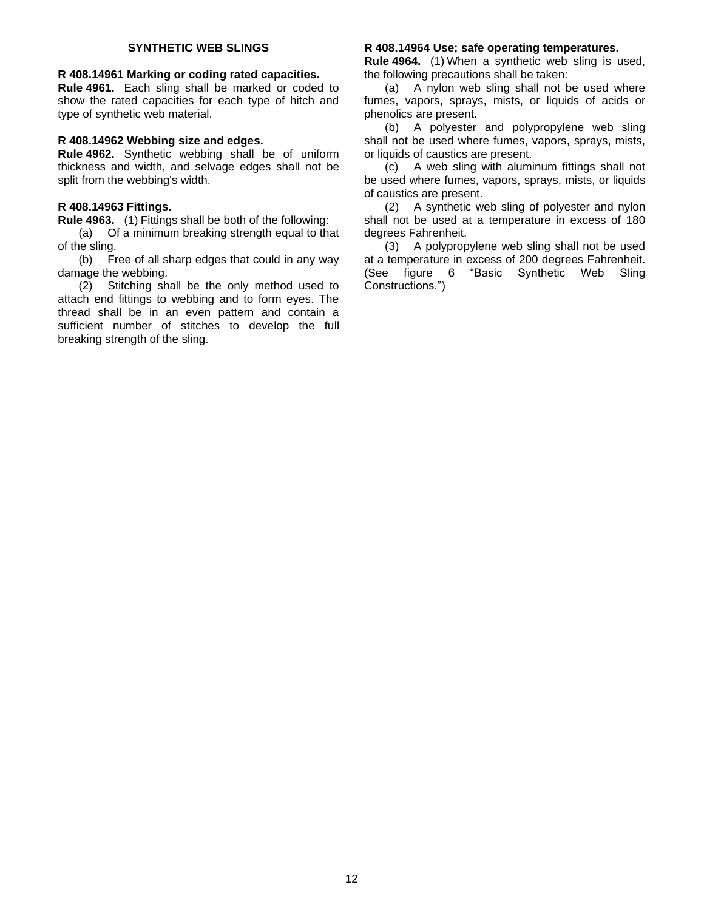## SYNTHETIC WEB SLINGS

**R 408.14961 Marking or coding rated capacities.**
**Rule 4961.** Each sling shall be marked or coded to show the rated capacities for each type of hitch and type of synthetic web material.

**R 408.14962 Webbing size and edges.**
**Rule 4962.** Synthetic webbing shall be of uniform thickness and width, and selvage edges shall not be split from the webbing's width.

**R 408.14963 Fittings.**
**Rule 4963.** (1) Fittings shall be both of the following:

(a) Of a minimum breaking strength equal to that of the sling.

(b) Free of all sharp edges that could in any way damage the webbing.

(2) Stitching shall be the only method used to attach end fittings to webbing and to form eyes. The thread shall be in an even pattern and contain a sufficient number of stitches to develop the full breaking strength of the sling.

**R 408.14964 Use; safe operating temperatures.**
**Rule 4964.** (1) When a synthetic web sling is used, the following precautions shall be taken:

(a) A nylon web sling shall not be used where fumes, vapors, sprays, mists, or liquids of acids or phenolics are present.

(b) A polyester and polypropylene web sling shall not be used where fumes, vapors, sprays, mists, or liquids of caustics are present.

(c) A web sling with aluminum fittings shall not be used where fumes, vapors, sprays, mists, or liquids of caustics are present.

(2) A synthetic web sling of polyester and nylon shall not be used at a temperature in excess of 180 degrees Fahrenheit.

(3) A polypropylene web sling shall not be used at a temperature in excess of 200 degrees Fahrenheit. (See figure 6 "Basic Synthetic Web Sling Constructions.")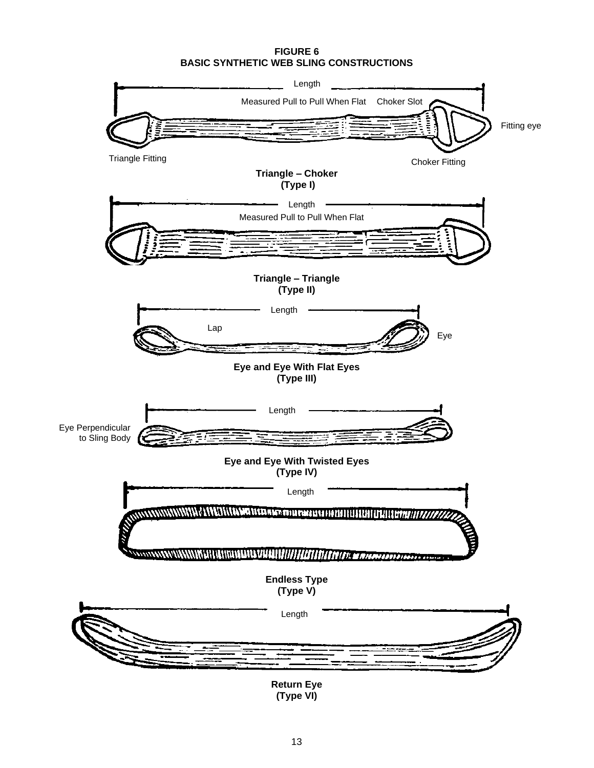**FIGURE 6**
**BASIC SYNTHETIC WEB SLING CONSTRUCTIONS**

Length

Measured Pull to Pull When Flat

Choker Slot

Fitting eye

Triangle Fitting

Choker Fitting

**Triangle – Choker**
**(Type I)**

Length

Measured Pull to Pull When Flat

**Triangle – Triangle**
**(Type II)**

Length

Lap

Eye

**Eye and Eye With Flat Eyes**
**(Type III)**

Length

Eye Perpendicular to Sling Body

**Eye and Eye With Twisted Eyes**
**(Type IV)**

Length

**Endless Type**
**(Type V)**

Length

**Return Eye**
**(Type VI)**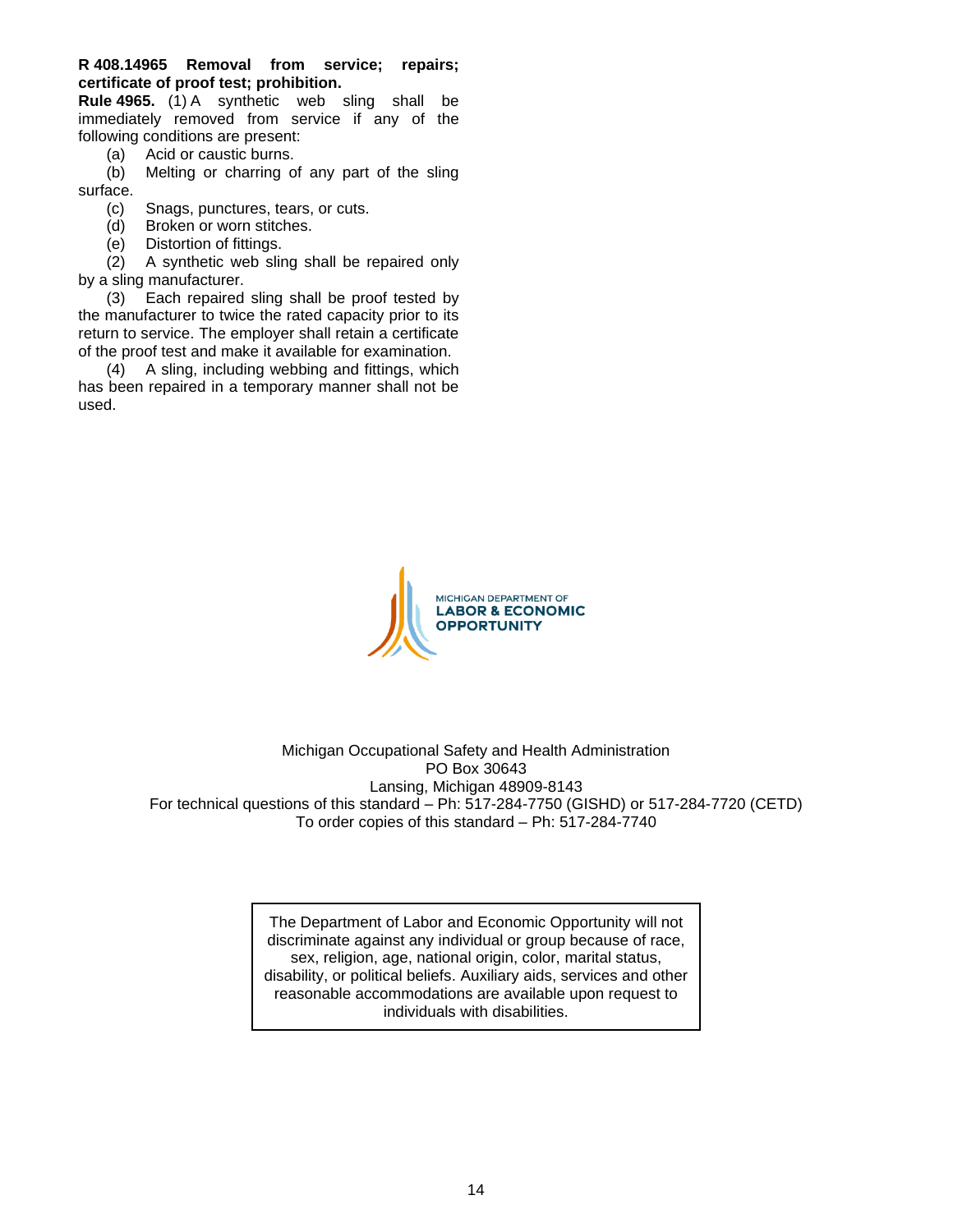**R 408.14965 Removal from service; repairs; certificate of proof test; prohibition.**

**Rule 4965.** (1) A synthetic web sling shall be immediately removed from service if any of the following conditions are present:

(a) Acid or caustic burns.

(b) Melting or charring of any part of the sling surface.

(c) Snags, punctures, tears, or cuts.

(d) Broken or worn stitches.

(e) Distortion of fittings.

(2) A synthetic web sling shall be repaired only by a sling manufacturer.

(3) Each repaired sling shall be proof tested by the manufacturer to twice the rated capacity prior to its return to service. The employer shall retain a certificate of the proof test and make it available for examination.

(4) A sling, including webbing and fittings, which has been repaired in a temporary manner shall not be used.

MICHIGAN DEPARTMENT OF
LABOR & ECONOMIC
OPPORTUNITY

Michigan Occupational Safety and Health Administration
PO Box 30643
Lansing, Michigan 48909-8143
For technical questions of this standard – Ph: 517-284-7750 (GISHD) or 517-284-7720 (CETD)
To order copies of this standard – Ph: 517-284-7740

The Department of Labor and Economic Opportunity will not discriminate against any individual or group because of race, sex, religion, age, national origin, color, marital status, disability, or political beliefs. Auxiliary aids, services and other reasonable accommodations are available upon request to individuals with disabilities.